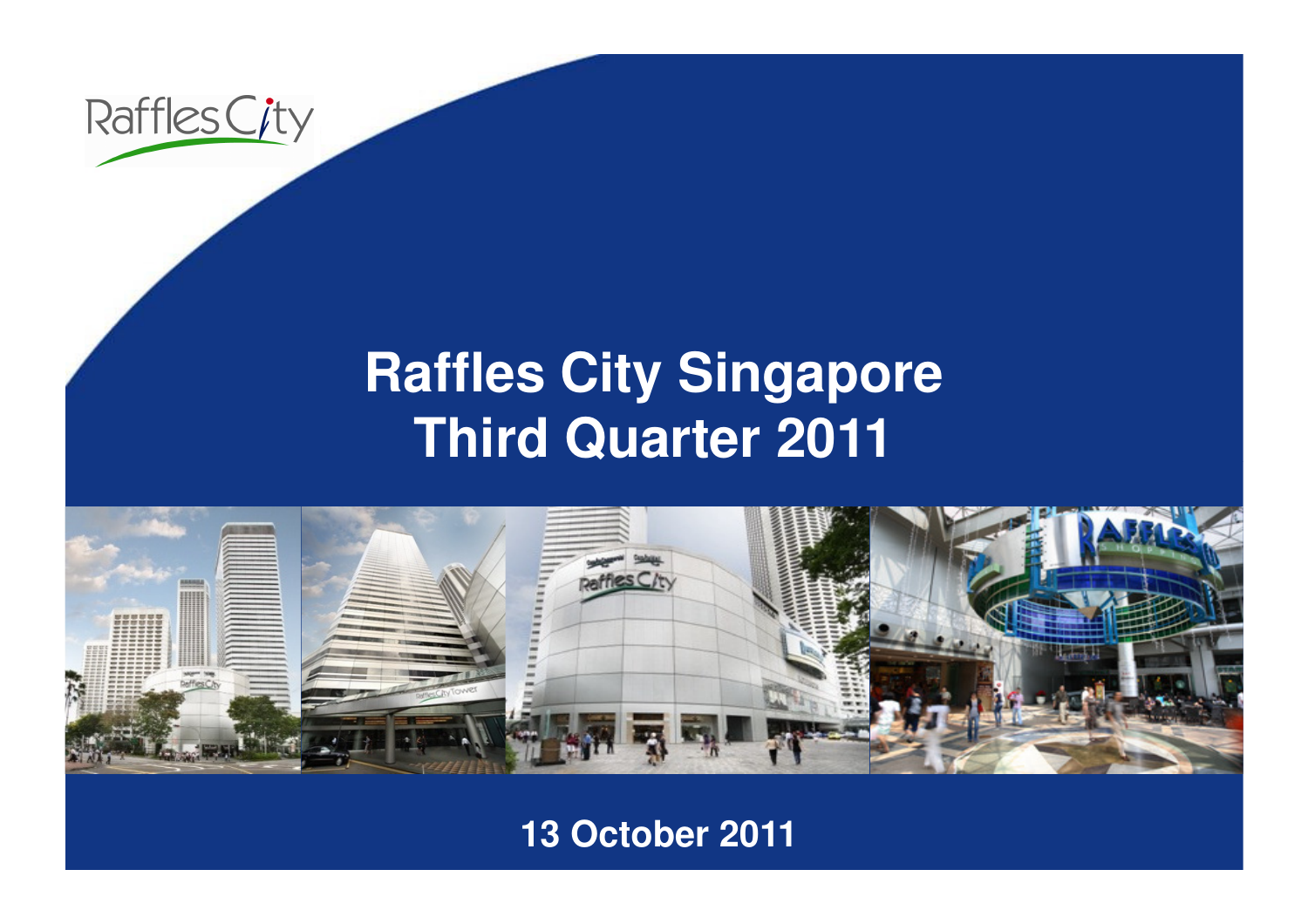Raffles City

# Raffles City Singapore
# Third Quarter 2011

13 October 2011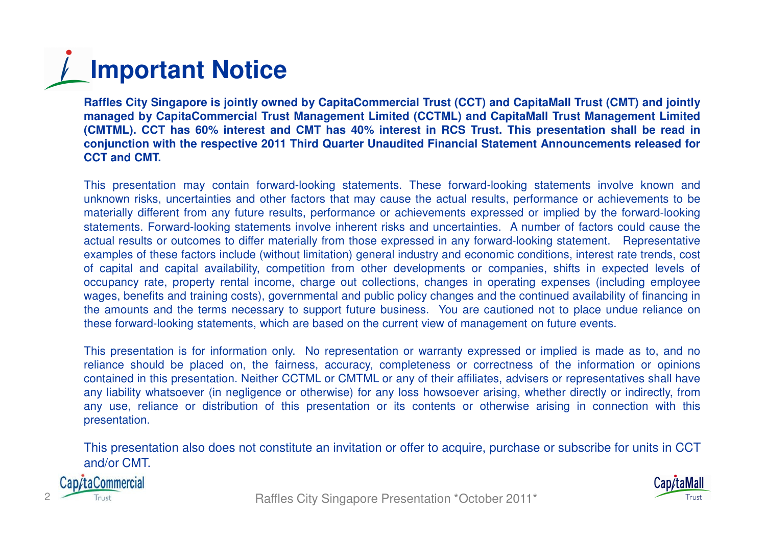# Important Notice

**Raffles City Singapore is jointly owned by CapitaCommercial Trust (CCT) and CapitaMall Trust (CMT) and jointly managed by CapitaCommercial Trust Management Limited (CCTML) and CapitaMall Trust Management Limited (CMTML). CCT has 60% interest and CMT has 40% interest in RCS Trust. This presentation shall be read in conjunction with the respective 2011 Third Quarter Unaudited Financial Statement Announcements released for CCT and CMT.**

This presentation may contain forward-looking statements. These forward-looking statements involve known and unknown risks, uncertainties and other factors that may cause the actual results, performance or achievements to be materially different from any future results, performance or achievements expressed or implied by the forward-looking statements. Forward-looking statements involve inherent risks and uncertainties. A number of factors could cause the actual results or outcomes to differ materially from those expressed in any forward-looking statement. Representative examples of these factors include (without limitation) general industry and economic conditions, interest rate trends, cost of capital and capital availability, competition from other developments or companies, shifts in expected levels of occupancy rate, property rental income, charge out collections, changes in operating expenses (including employee wages, benefits and training costs), governmental and public policy changes and the continued availability of financing in the amounts and the terms necessary to support future business. You are cautioned not to place undue reliance on these forward-looking statements, which are based on the current view of management on future events.

This presentation is for information only. No representation or warranty expressed or implied is made as to, and no reliance should be placed on, the fairness, accuracy, completeness or correctness of the information or opinions contained in this presentation. Neither CCTML or CMTML or any of their affiliates, advisers or representatives shall have any liability whatsoever (in negligence or otherwise) for any loss howsoever arising, whether directly or indirectly, from any use, reliance or distribution of this presentation or its contents or otherwise arising in connection with this presentation.

This presentation also does not constitute an invitation or offer to acquire, purchase or subscribe for units in CCT and/or CMT.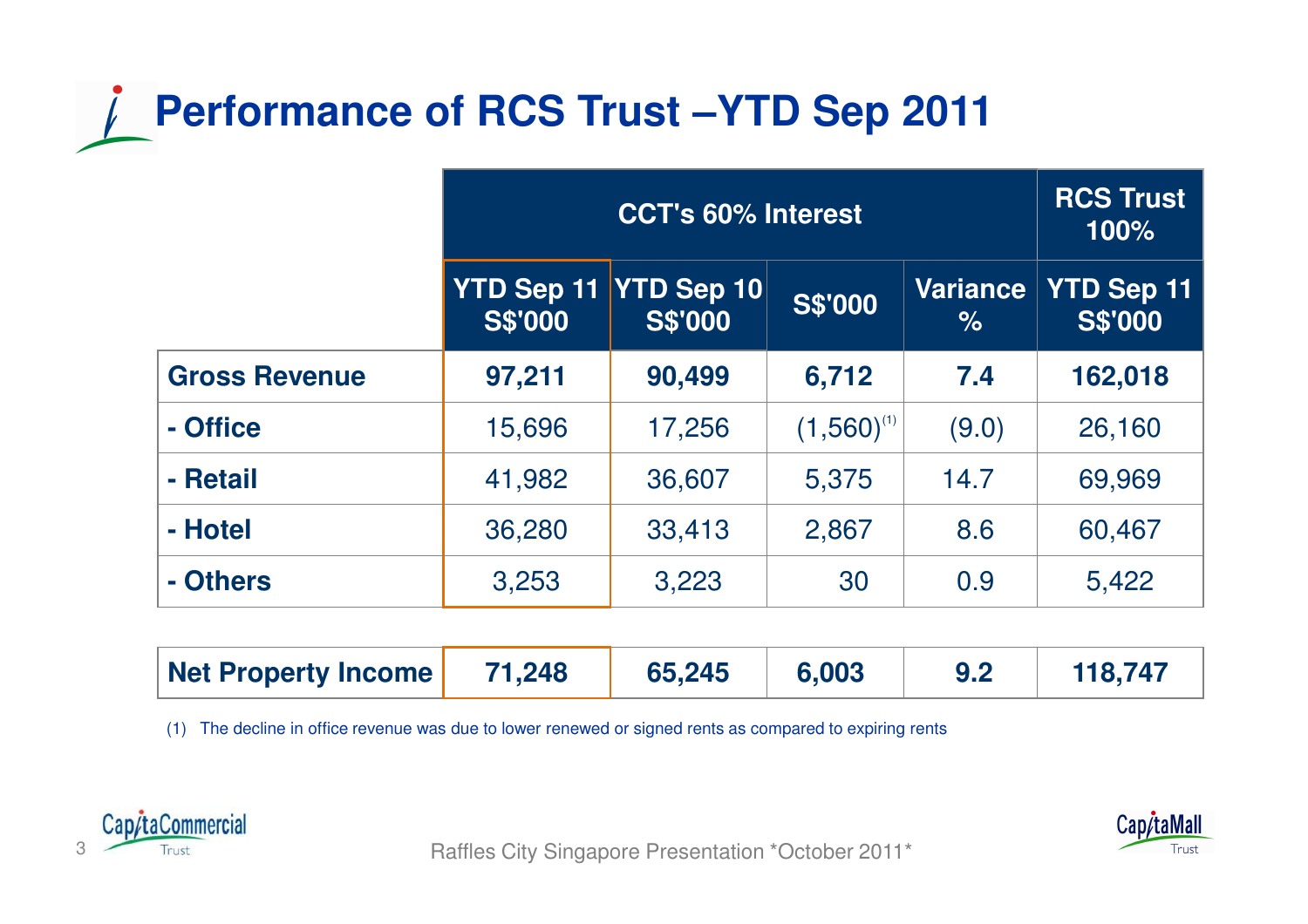# Performance of RCS Trust –YTD Sep 2011

| | CCT's 60% Interest | | | | RCS Trust 100% |
|---|---|---|---|---|---|
| | YTD Sep 11 S$'000 | YTD Sep 10 S$'000 | S$'000 | Variance % | YTD Sep 11 S$'000 |
| **Gross Revenue** | **97,211** | **90,499** | **6,712** | **7.4** | **162,018** |
| **- Office** | 15,696 | 17,256 | (1,560)[1] | (9.0) | 26,160 |
| **- Retail** | 41,982 | 36,607 | 5,375 | 14.7 | 69,969 |
| **- Hotel** | 36,280 | 33,413 | 2,867 | 8.6 | 60,467 |
| **- Others** | 3,253 | 3,223 | 30 | 0.9 | 5,422 |
| **Net Property Income** | **71,248** | **65,245** | **6,003** | **9.2** | **118,747** |

(1) The decline in office revenue was due to lower renewed or signed rents as compared to expiring rents

Raffles City Singapore Presentation *October 2011*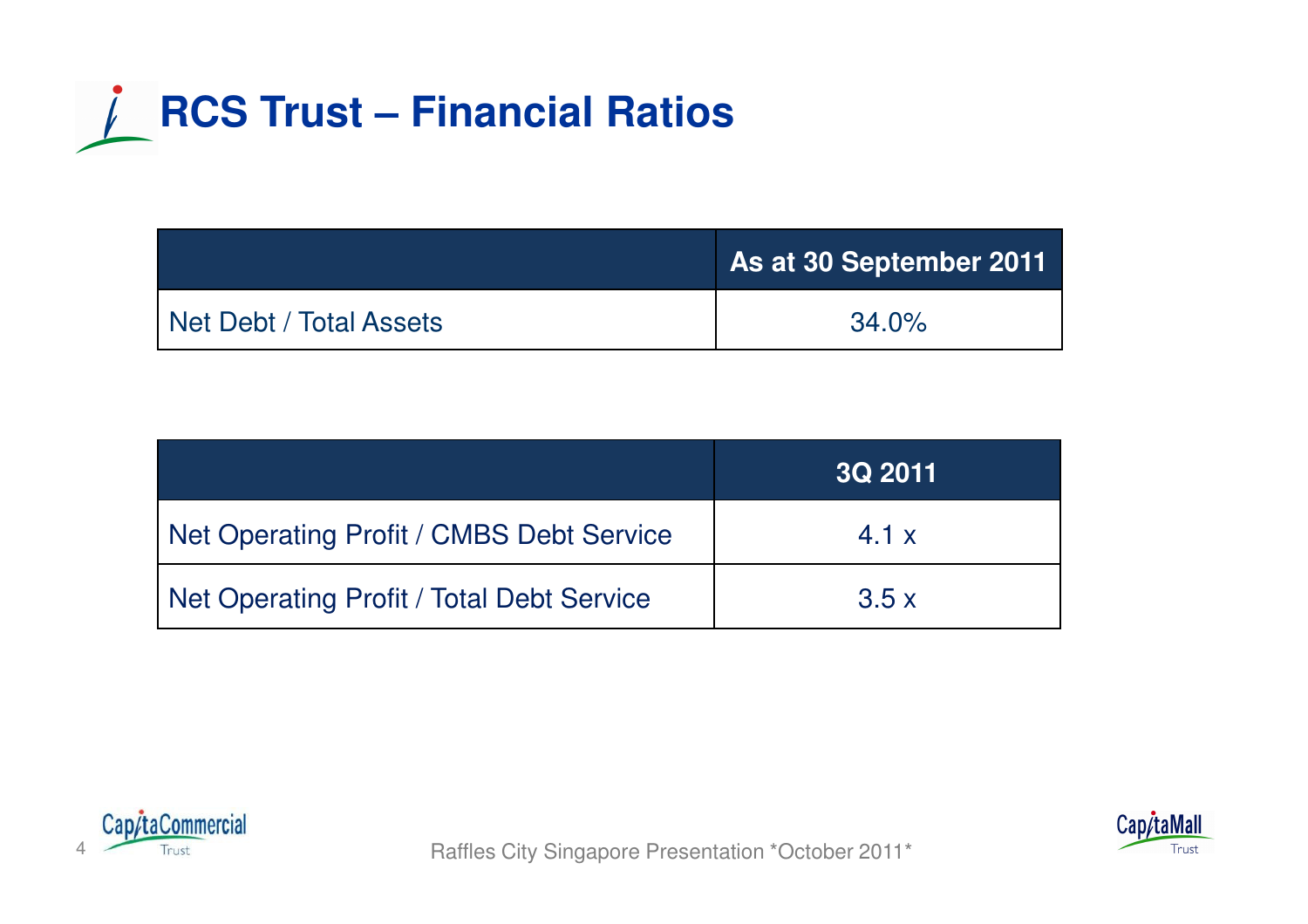# RCS Trust – Financial Ratios

| | As at 30 September 2011 |
|---|---|
| Net Debt / Total Assets | 34.0% |

| | 3Q 2011 |
|---|---|
| Net Operating Profit / CMBS Debt Service | 4.1 x |
| Net Operating Profit / Total Debt Service | 3.5 x |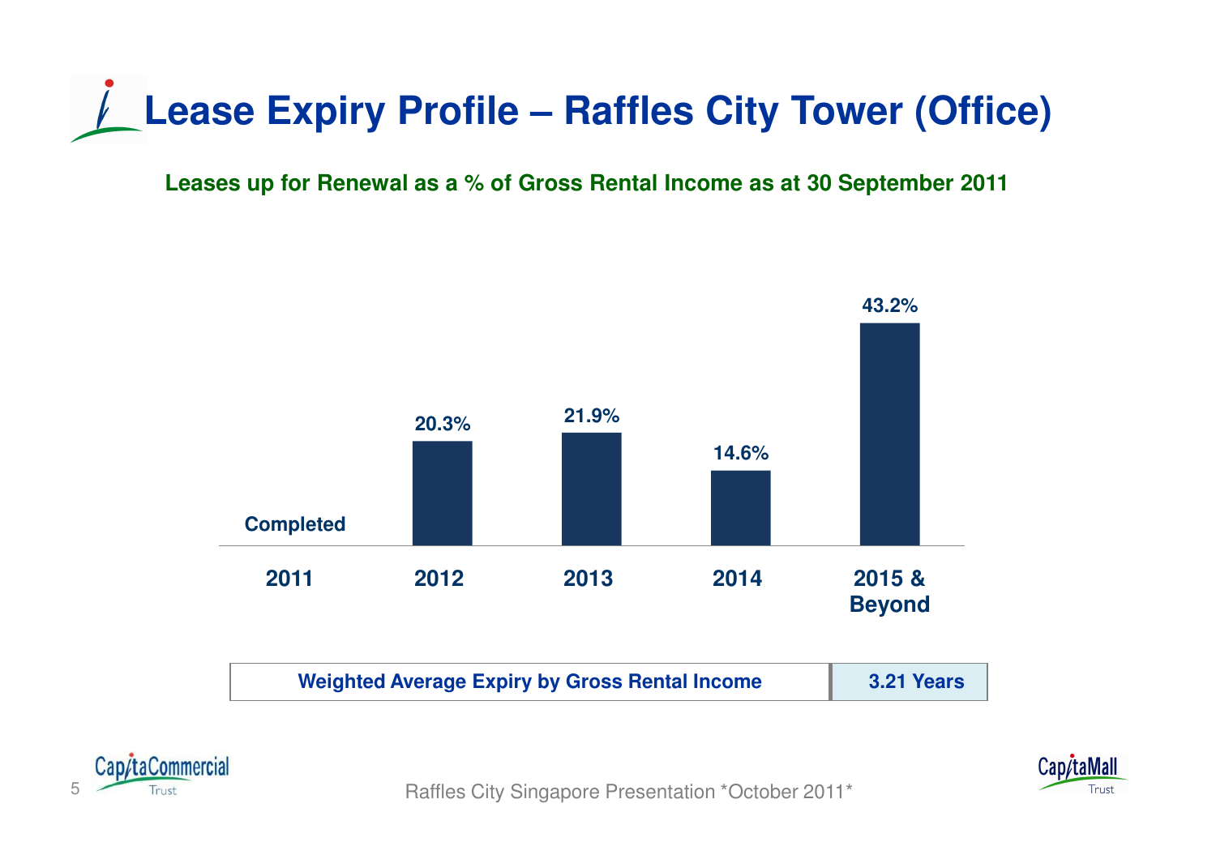# Lease Expiry Profile – Raffles City Tower (Office)

**Leases up for Renewal as a % of Gross Rental Income as at 30 September 2011**

| 2011 | 2012 | 2013 | 2014 | 2015 & Beyond |
|---|---|---|---|---|
| Completed | 20.3% | 21.9% | 14.6% | 43.2% |

| Weighted Average Expiry by Gross Rental Income | 3.21 Years |
|---|---|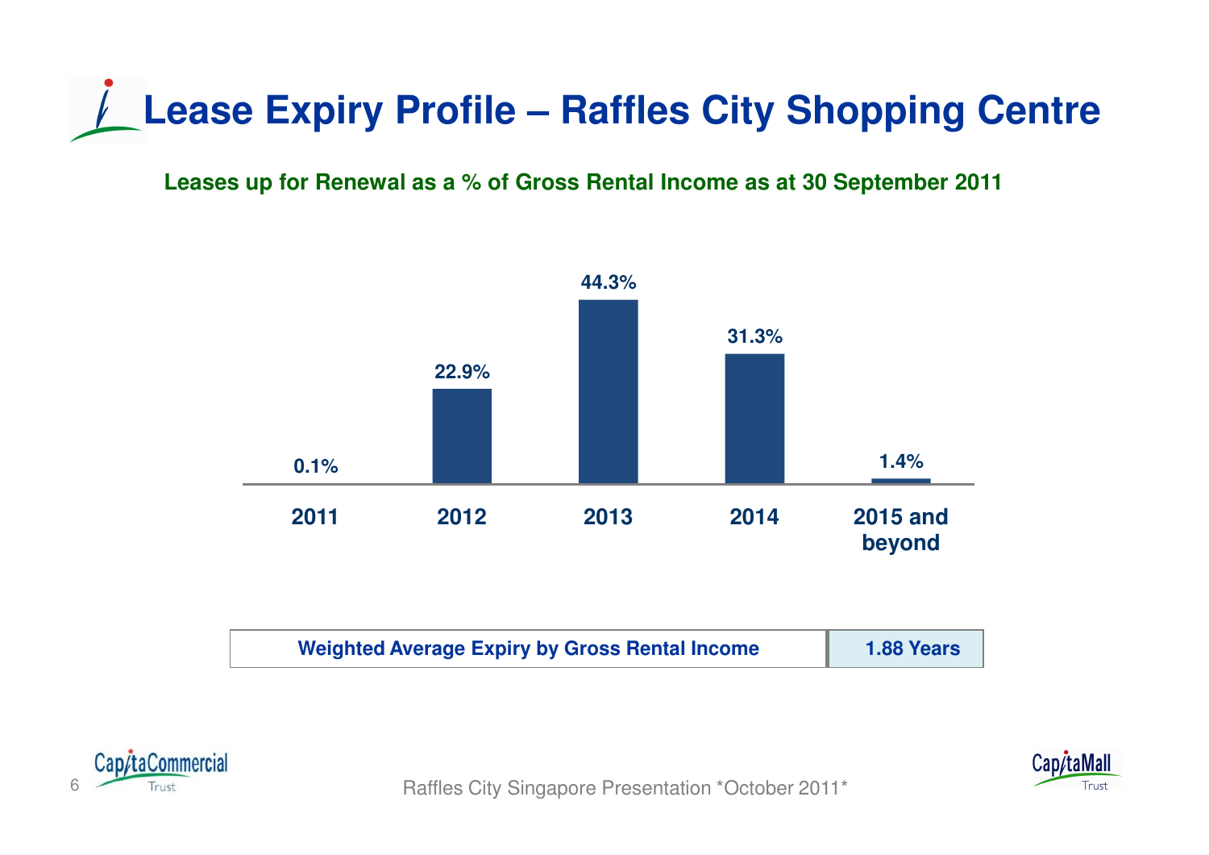# Lease Expiry Profile – Raffles City Shopping Centre

**Leases up for Renewal as a % of Gross Rental Income as at 30 September 2011**

| Year | % of Gross Rental Income |
|---|---|
| 2011 | 0.1% |
| 2012 | 22.9% |
| 2013 | 44.3% |
| 2014 | 31.3% |
| 2015 and beyond | 1.4% |

| Weighted Average Expiry by Gross Rental Income | 1.88 Years |
|---|---|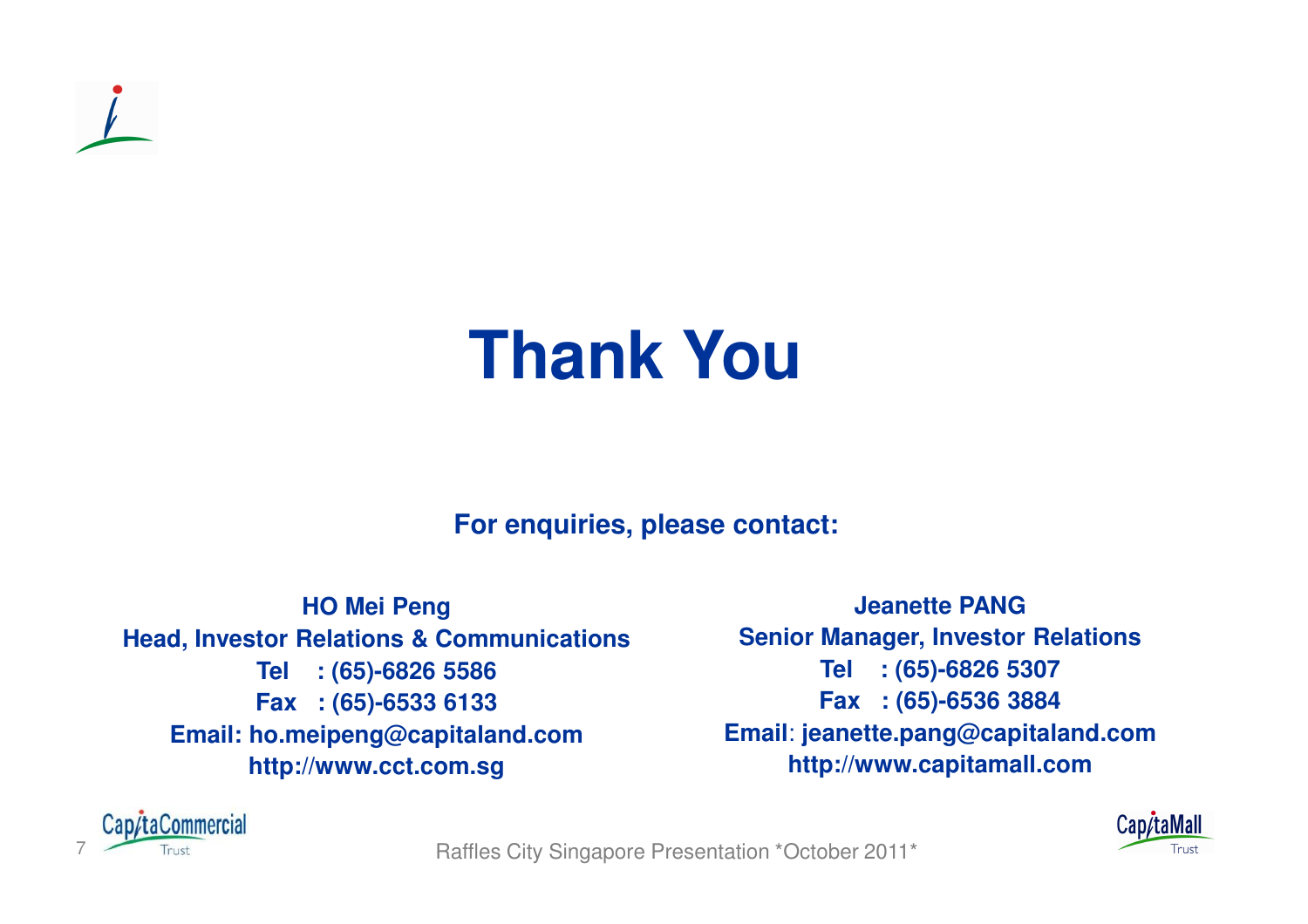# Thank You

**For enquiries, please contact:**

**HO Mei Peng**
**Head, Investor Relations & Communications**
**Tel : (65)-6826 5586**
**Fax : (65)-6533 6133**
**Email: ho.meipeng@capitaland.com**
**http://www.cct.com.sg**

**Jeanette PANG**
**Senior Manager, Investor Relations**
**Tel : (65)-6826 5307**
**Fax : (65)-6536 3884**
**Email: jeanette.pang@capitaland.com**
**http://www.capitamall.com**